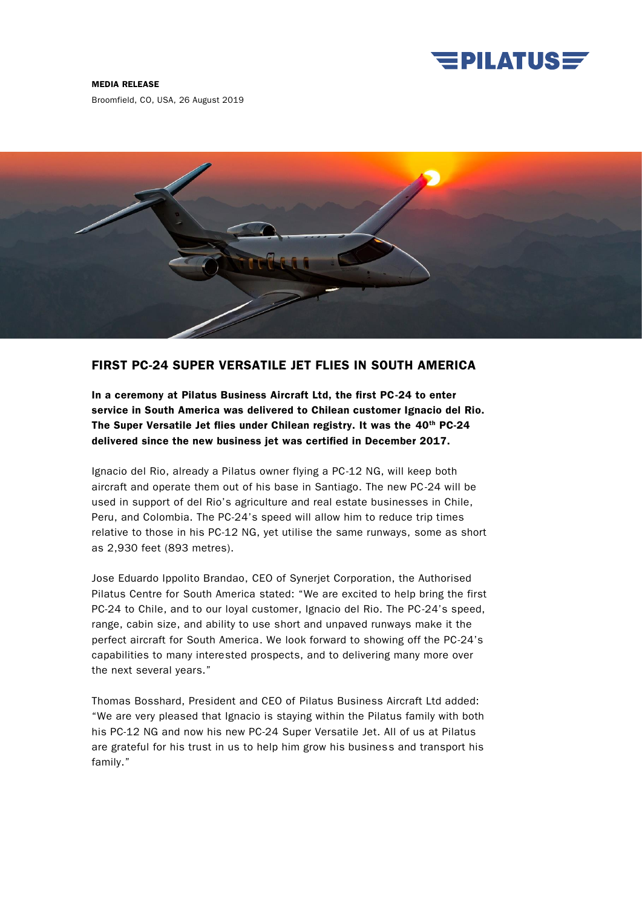**MEDIA RELEASE**

Broomfield, CO, USA, 26 August 2019

# FIRST PC-24 SUPER VERSATILE JET FLIES IN SOUTH AMERICA

**In a ceremony at Pilatus Business Aircraft Ltd, the first PC-24 to enter service in South America was delivered to Chilean customer Ignacio del Rio. The Super Versatile Jet flies under Chilean registry. It was the 40th PC-24 delivered since the new business jet was certified in December 2017.**

Ignacio del Rio, already a Pilatus owner flying a PC-12 NG, will keep both aircraft and operate them out of his base in Santiago. The new PC-24 will be used in support of del Rio's agriculture and real estate businesses in Chile, Peru, and Colombia. The PC-24's speed will allow him to reduce trip times relative to those in his PC-12 NG, yet utilise the same runways, some as short as 2,930 feet (893 metres).

Jose Eduardo Ippolito Brandao, CEO of Synerjet Corporation, the Authorised Pilatus Centre for South America stated: "We are excited to help bring the first PC-24 to Chile, and to our loyal customer, Ignacio del Rio. The PC-24's speed, range, cabin size, and ability to use short and unpaved runways make it the perfect aircraft for South America. We look forward to showing off the PC-24's capabilities to many interested prospects, and to delivering many more over the next several years."

Thomas Bosshard, President and CEO of Pilatus Business Aircraft Ltd added: "We are very pleased that Ignacio is staying within the Pilatus family with both his PC-12 NG and now his new PC-24 Super Versatile Jet. All of us at Pilatus are grateful for his trust in us to help him grow his business and transport his family."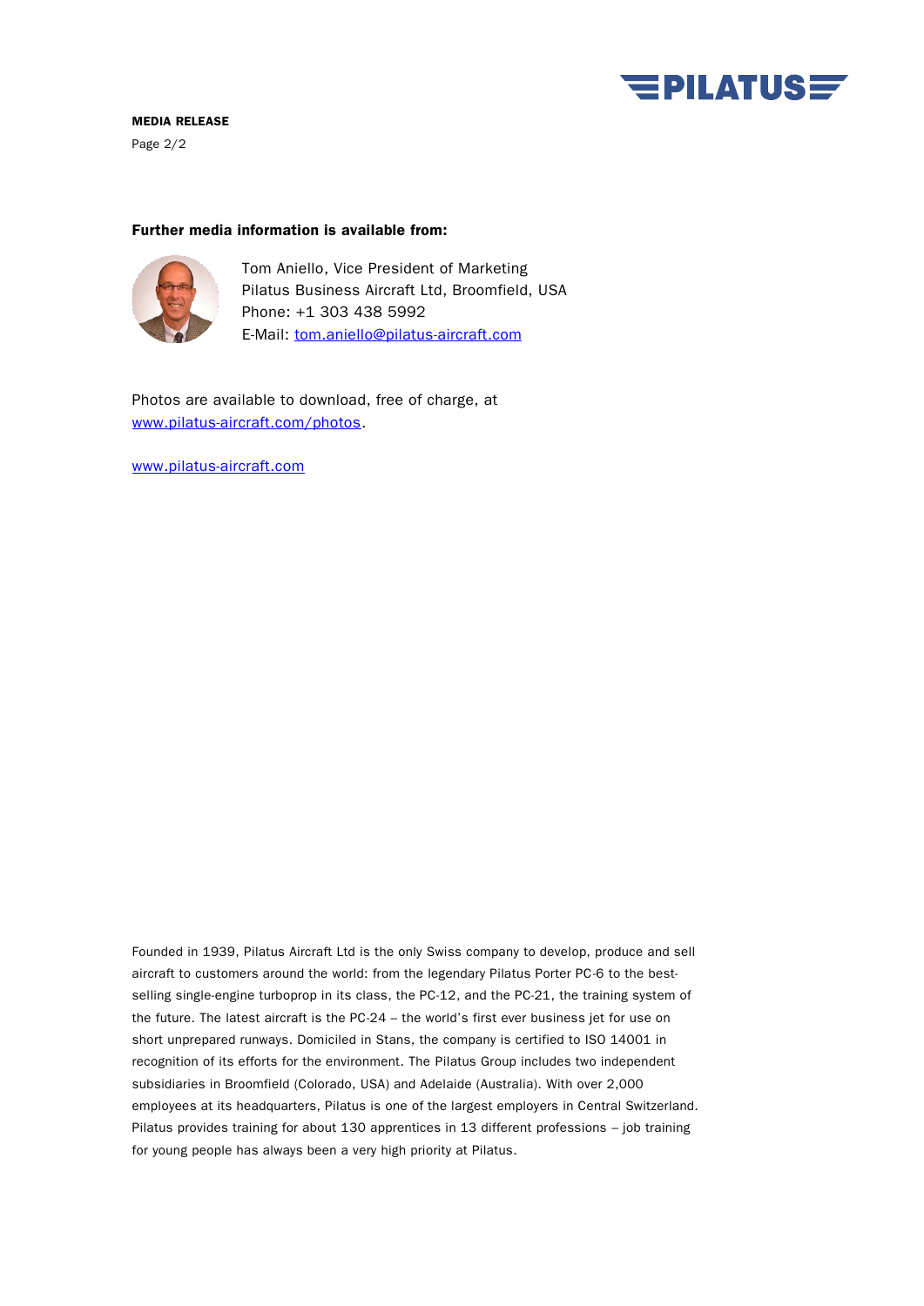**MEDIA RELEASE**

**Further media information is available from:**

Tom Aniello, Vice President of Marketing
Pilatus Business Aircraft Ltd, Broomfield, USA
Phone: +1 303 438 5992
E-Mail: tom.aniello@pilatus-aircraft.com

Photos are available to download, free of charge, at www.pilatus-aircraft.com/photos.

www.pilatus-aircraft.com

Founded in 1939, Pilatus Aircraft Ltd is the only Swiss company to develop, produce and sell aircraft to customers around the world: from the legendary Pilatus Porter PC-6 to the best-selling single-engine turboprop in its class, the PC-12, and the PC-21, the training system of the future. The latest aircraft is the PC-24 – the world's first ever business jet for use on short unprepared runways. Domiciled in Stans, the company is certified to ISO 14001 in recognition of its efforts for the environment. The Pilatus Group includes two independent subsidiaries in Broomfield (Colorado, USA) and Adelaide (Australia). With over 2,000 employees at its headquarters, Pilatus is one of the largest employers in Central Switzerland. Pilatus provides training for about 130 apprentices in 13 different professions – job training for young people has always been a very high priority at Pilatus.